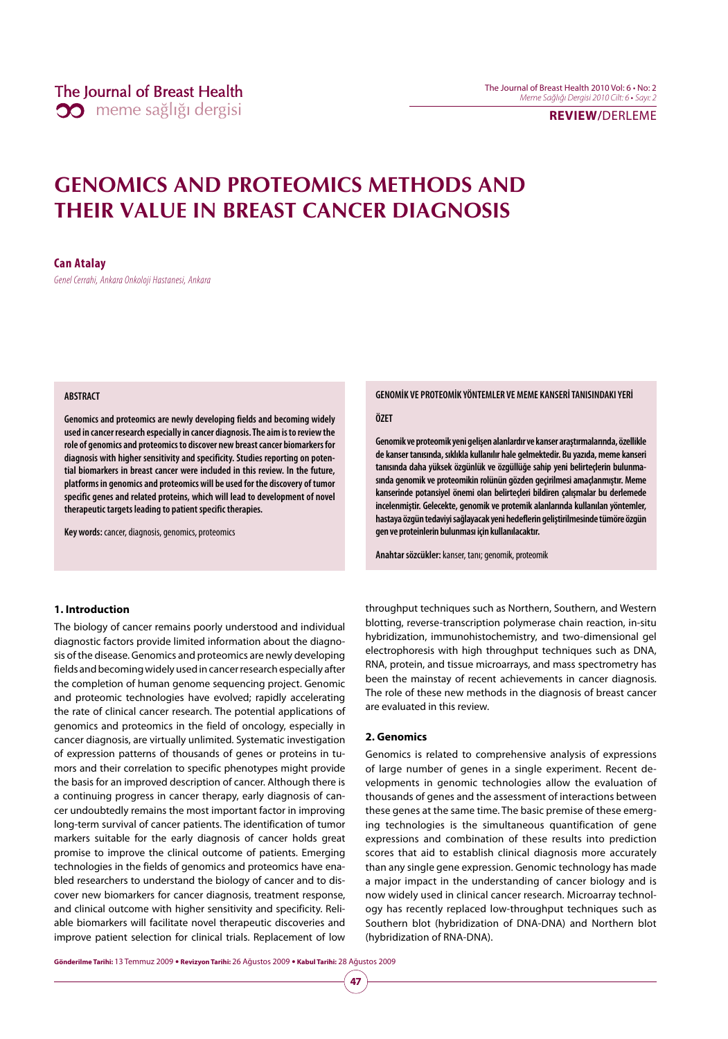# GENOMICS AND PROTEOMICS METHODS AND THEIR VALUE IN BREAST CANCER DIAGNOSIS

**Can Atalay**

*Genel Cerrahi, Ankara Onkoloji Hastanesi, Ankara*

**ABSTRACT**

**Genomics and proteomics are newly developing fields and becoming widely used in cancer research especially in cancer diagnosis. The aim is to review the role of genomics and proteomics to discover new breast cancer biomarkers for diagnosis with higher sensitivity and specificity. Studies reporting on potential biomarkers in breast cancer were included in this review. In the future, platforms in genomics and proteomics will be used for the discovery of tumor specific genes and related proteins, which will lead to development of novel therapeutic targets leading to patient specific therapies.**

**Key words:** cancer, diagnosis, genomics, proteomics

**GENOMİK VE PROTEOMİK YÖNTEMLER VE MEME KANSERİ TANISINDAKI YERİ**

**ÖZET**

**Genomik ve proteomik yeni gelişen alanlardır ve kanser araştırmalarında, özellikle de kanser tanısında, sıklıkla kullanılır hale gelmektedir. Bu yazıda, meme kanseri tanısında daha yüksek özgünlük ve özgüllüğe sahip yeni belirteçlerin bulunmasında genomik ve proteomikin rolünün gözden geçirilmesi amaçlanmıştır. Meme kanserinde potansiyel önemi olan belirteçleri bildiren çalışmalar bu derlemede incelenmiştir. Gelecekte, genomik ve protemik alanlarında kullanılan yöntemler, hastaya özgün tedaviyi sağlayacak yeni hedeflerin geliştirilmesinde tümöre özgün gen ve proteinlerin bulunması için kullanılacaktır.**

**Anahtar sözcükler:** kanser, tanı; genomik, proteomik

## 1. Introduction

The biology of cancer remains poorly understood and individual diagnostic factors provide limited information about the diagnosis of the disease. Genomics and proteomics are newly developing fields and becoming widely used in cancer research especially after the completion of human genome sequencing project. Genomic and proteomic technologies have evolved; rapidly accelerating the rate of clinical cancer research. The potential applications of genomics and proteomics in the field of oncology, especially in cancer diagnosis, are virtually unlimited. Systematic investigation of expression patterns of thousands of genes or proteins in tumors and their correlation to specific phenotypes might provide the basis for an improved description of cancer. Although there is a continuing progress in cancer therapy, early diagnosis of cancer undoubtedly remains the most important factor in improving long-term survival of cancer patients. The identification of tumor markers suitable for the early diagnosis of cancer holds great promise to improve the clinical outcome of patients. Emerging technologies in the fields of genomics and proteomics have enabled researchers to understand the biology of cancer and to discover new biomarkers for cancer diagnosis, treatment response, and clinical outcome with higher sensitivity and specificity. Reliable biomarkers will facilitate novel therapeutic discoveries and improve patient selection for clinical trials. Replacement of low throughput techniques such as Northern, Southern, and Western blotting, reverse-transcription polymerase chain reaction, in-situ hybridization, immunohistochemistry, and two-dimensional gel electrophoresis with high throughput techniques such as DNA, RNA, protein, and tissue microarrays, and mass spectrometry has been the mainstay of recent achievements in cancer diagnosis. The role of these new methods in the diagnosis of breast cancer are evaluated in this review.

## 2. Genomics

Genomics is related to comprehensive analysis of expressions of large number of genes in a single experiment. Recent developments in genomic technologies allow the evaluation of thousands of genes and the assessment of interactions between these genes at the same time. The basic premise of these emerging technologies is the simultaneous quantification of gene expressions and combination of these results into prediction scores that aid to establish clinical diagnosis more accurately than any single gene expression. Genomic technology has made a major impact in the understanding of cancer biology and is now widely used in clinical cancer research. Microarray technology has recently replaced low-throughput techniques such as Southern blot (hybridization of DNA-DNA) and Northern blot (hybridization of RNA-DNA).

**Gönderilme Tarihi:** 13 Temmuz 2009 • **Revizyon Tarihi:** 26 Ağustos 2009 • **Kabul Tarihi:** 28 Ağustos 2009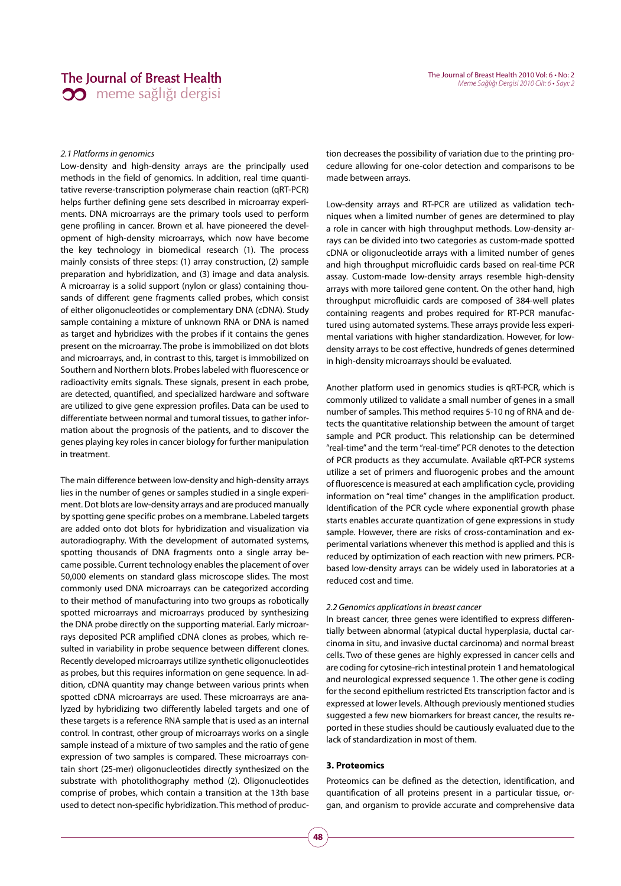### *2.1 Platforms in genomics*

Low-density and high-density arrays are the principally used methods in the field of genomics. In addition, real time quantitative reverse-transcription polymerase chain reaction (qRT-PCR) helps further defining gene sets described in microarray experiments. DNA microarrays are the primary tools used to perform gene profiling in cancer. Brown et al. have pioneered the development of high-density microarrays, which now have become the key technology in biomedical research (1). The process mainly consists of three steps: (1) array construction, (2) sample preparation and hybridization, and (3) image and data analysis. A microarray is a solid support (nylon or glass) containing thousands of different gene fragments called probes, which consist of either oligonucleotides or complementary DNA (cDNA). Study sample containing a mixture of unknown RNA or DNA is named as target and hybridizes with the probes if it contains the genes present on the microarray. The probe is immobilized on dot blots and microarrays, and, in contrast to this, target is immobilized on Southern and Northern blots. Probes labeled with fluorescence or radioactivity emits signals. These signals, present in each probe, are detected, quantified, and specialized hardware and software are utilized to give gene expression profiles. Data can be used to differentiate between normal and tumoral tissues, to gather information about the prognosis of the patients, and to discover the genes playing key roles in cancer biology for further manipulation in treatment.

The main difference between low-density and high-density arrays lies in the number of genes or samples studied in a single experiment. Dot blots are low-density arrays and are produced manually by spotting gene specific probes on a membrane. Labeled targets are added onto dot blots for hybridization and visualization via autoradiography. With the development of automated systems, spotting thousands of DNA fragments onto a single array became possible. Current technology enables the placement of over 50,000 elements on standard glass microscope slides. The most commonly used DNA microarrays can be categorized according to their method of manufacturing into two groups as robotically spotted microarrays and microarrays produced by synthesizing the DNA probe directly on the supporting material. Early microarrays deposited PCR amplified cDNA clones as probes, which resulted in variability in probe sequence between different clones. Recently developed microarrays utilize synthetic oligonucleotides as probes, but this requires information on gene sequence. In addition, cDNA quantity may change between various prints when spotted cDNA microarrays are used. These microarrays are analyzed by hybridizing two differently labeled targets and one of these targets is a reference RNA sample that is used as an internal control. In contrast, other group of microarrays works on a single sample instead of a mixture of two samples and the ratio of gene expression of two samples is compared. These microarrays contain short (25-mer) oligonucleotides directly synthesized on the substrate with photolithography method (2). Oligonucleotides comprise of probes, which contain a transition at the 13th base used to detect non-specific hybridization. This method of production decreases the possibility of variation due to the printing procedure allowing for one-color detection and comparisons to be made between arrays.

Low-density arrays and RT-PCR are utilized as validation techniques when a limited number of genes are determined to play a role in cancer with high throughput methods. Low-density arrays can be divided into two categories as custom-made spotted cDNA or oligonucleotide arrays with a limited number of genes and high throughput microfluidic cards based on real-time PCR assay. Custom-made low-density arrays resemble high-density arrays with more tailored gene content. On the other hand, high throughput microfluidic cards are composed of 384-well plates containing reagents and probes required for RT-PCR manufactured using automated systems. These arrays provide less experimental variations with higher standardization. However, for low-density arrays to be cost effective, hundreds of genes determined in high-density microarrays should be evaluated.

Another platform used in genomics studies is qRT-PCR, which is commonly utilized to validate a small number of genes in a small number of samples. This method requires 5-10 ng of RNA and detects the quantitative relationship between the amount of target sample and PCR product. This relationship can be determined "real-time" and the term "real-time" PCR denotes to the detection of PCR products as they accumulate. Available qRT-PCR systems utilize a set of primers and fluorogenic probes and the amount of fluorescence is measured at each amplification cycle, providing information on "real time" changes in the amplification product. Identification of the PCR cycle where exponential growth phase starts enables accurate quantization of gene expressions in study sample. However, there are risks of cross-contamination and experimental variations whenever this method is applied and this is reduced by optimization of each reaction with new primers. PCR-based low-density arrays can be widely used in laboratories at a reduced cost and time.

### *2.2 Genomics applications in breast cancer*

In breast cancer, three genes were identified to express differentially between abnormal (atypical ductal hyperplasia, ductal carcinoma in situ, and invasive ductal carcinoma) and normal breast cells. Two of these genes are highly expressed in cancer cells and are coding for cytosine-rich intestinal protein 1 and hematological and neurological expressed sequence 1. The other gene is coding for the second epithelium restricted Ets transcription factor and is expressed at lower levels. Although previously mentioned studies suggested a few new biomarkers for breast cancer, the results reported in these studies should be cautiously evaluated due to the lack of standardization in most of them.

## 3. Proteomics

Proteomics can be defined as the detection, identification, and quantification of all proteins present in a particular tissue, organ, and organism to provide accurate and comprehensive data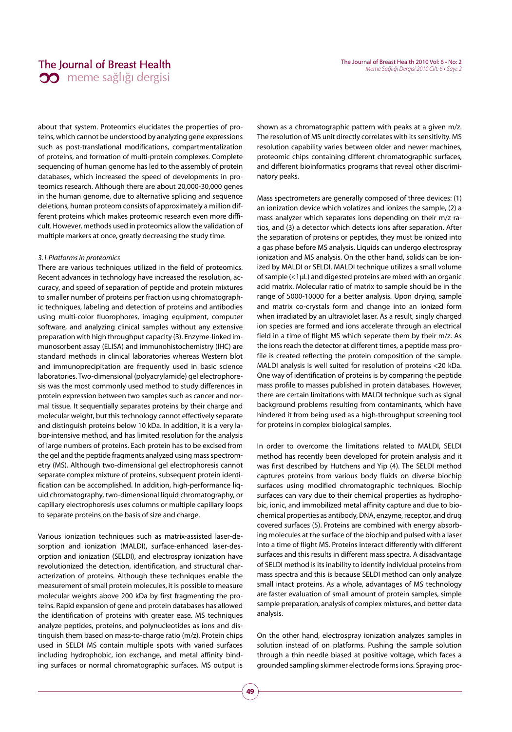about that system. Proteomics elucidates the properties of proteins, which cannot be understood by analyzing gene expressions such as post-translational modifications, compartmentalization of proteins, and formation of multi-protein complexes. Complete sequencing of human genome has led to the assembly of protein databases, which increased the speed of developments in proteomics research. Although there are about 20,000-30,000 genes in the human genome, due to alternative splicing and sequence deletions, human proteom consists of approximately a million different proteins which makes proteomic research even more difficult. However, methods used in proteomics allow the validation of multiple markers at once, greatly decreasing the study time.

### *3.1 Platforms in proteomics*

There are various techniques utilized in the field of proteomics. Recent advances in technology have increased the resolution, accuracy, and speed of separation of peptide and protein mixtures to smaller number of proteins per fraction using chromatographic techniques, labeling and detection of proteins and antibodies using multi-color fluorophores, imaging equipment, computer software, and analyzing clinical samples without any extensive preparation with high throughput capacity (3). Enzyme-linked immunosorbent assay (ELISA) and immunohistochemistry (IHC) are standard methods in clinical laboratories whereas Western blot and immunoprecipitation are frequently used in basic science laboratories. Two-dimensional (polyacrylamide) gel electrophoresis was the most commonly used method to study differences in protein expression between two samples such as cancer and normal tissue. It sequentially separates proteins by their charge and molecular weight, but this technology cannot effectively separate and distinguish proteins below 10 kDa. In addition, it is a very labor-intensive method, and has limited resolution for the analysis of large numbers of proteins. Each protein has to be excised from the gel and the peptide fragments analyzed using mass spectrometry (MS). Although two-dimensional gel electrophoresis cannot separate complex mixture of proteins, subsequent protein identification can be accomplished. In addition, high-performance liquid chromatography, two-dimensional liquid chromatography, or capillary electrophoresis uses columns or multiple capillary loops to separate proteins on the basis of size and charge.

Various ionization techniques such as matrix-assisted laser-desorption and ionization (MALDI), surface-enhanced laser-desorption and ionization (SELDI), and electrospray ionization have revolutionized the detection, identification, and structural characterization of proteins. Although these techniques enable the measurement of small protein molecules, it is possible to measure molecular weights above 200 kDa by first fragmenting the proteins. Rapid expansion of gene and protein databases has allowed the identification of proteins with greater ease. MS techniques analyze peptides, proteins, and polynucleotides as ions and distinguish them based on mass-to-charge ratio (m/z). Protein chips used in SELDI MS contain multiple spots with varied surfaces including hydrophobic, ion exchange, and metal affinity binding surfaces or normal chromatographic surfaces. MS output is shown as a chromatographic pattern with peaks at a given m/z. The resolution of MS unit directly correlates with its sensitivity. MS resolution capability varies between older and newer machines, proteomic chips containing different chromatographic surfaces, and different bioinformatics programs that reveal other discriminatory peaks.

Mass spectrometers are generally composed of three devices: (1) an ionization device which volatizes and ionizes the sample, (2) a mass analyzer which separates ions depending on their m/z ratios, and (3) a detector which detects ions after separation. After the separation of proteins or peptides, they must be ionized into a gas phase before MS analysis. Liquids can undergo electrospray ionization and MS analysis. On the other hand, solids can be ionized by MALDI or SELDI. MALDI technique utilizes a small volume of sample (<1μL) and digested proteins are mixed with an organic acid matrix. Molecular ratio of matrix to sample should be in the range of 5000-10000 for a better analysis. Upon drying, sample and matrix co-crystals form and change into an ionized form when irradiated by an ultraviolet laser. As a result, singly charged ion species are formed and ions accelerate through an electrical field in a time of flight MS which seperate them by their m/z. As the ions reach the detector at different times, a peptide mass profile is created reflecting the protein composition of the sample. MALDI analysis is well suited for resolution of proteins <20 kDa. One way of identification of proteins is by comparing the peptide mass profile to masses published in protein databases. However, there are certain limitations with MALDI technique such as signal background problems resulting from contaminants, which have hindered it from being used as a high-throughput screening tool for proteins in complex biological samples.

In order to overcome the limitations related to MALDI, SELDI method has recently been developed for protein analysis and it was first described by Hutchens and Yip (4). The SELDI method captures proteins from various body fluids on diverse biochip surfaces using modified chromatographic techniques. Biochip surfaces can vary due to their chemical properties as hydrophobic, ionic, and immobilized metal affinity capture and due to biochemical properties as antibody, DNA, enzyme, receptor, and drug covered surfaces (5). Proteins are combined with energy absorbing molecules at the surface of the biochip and pulsed with a laser into a time of flight MS. Proteins interact differently with different surfaces and this results in different mass spectra. A disadvantage of SELDI method is its inability to identify individual proteins from mass spectra and this is because SELDI method can only analyze small intact proteins. As a whole, advantages of MS technology are faster evaluation of small amount of protein samples, simple sample preparation, analysis of complex mixtures, and better data analysis.

On the other hand, electrospray ionization analyzes samples in solution instead of on platforms. Pushing the sample solution through a thin needle biased at positive voltage, which faces a grounded sampling skimmer electrode forms ions. Spraying proc-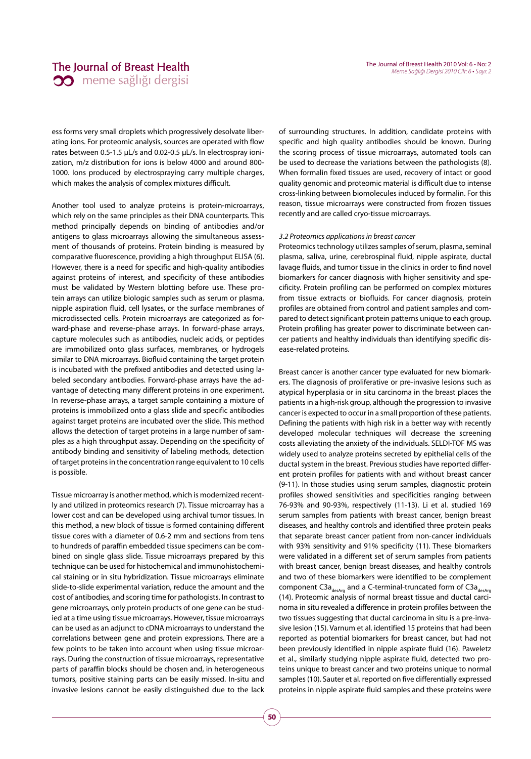ess forms very small droplets which progressively desolvate liberating ions. For proteomic analysis, sources are operated with flow rates between 0.5-1.5 µL/s and 0.02-0.5 µL/s. In electrospray ionization, m/z distribution for ions is below 4000 and around 800-1000. Ions produced by electrospraying carry multiple charges, which makes the analysis of complex mixtures difficult.

Another tool used to analyze proteins is protein-microarrays, which rely on the same principles as their DNA counterparts. This method principally depends on binding of antibodies and/or antigens to glass microarrays allowing the simultaneous assessment of thousands of proteins. Protein binding is measured by comparative fluorescence, providing a high throughput ELISA (6). However, there is a need for specific and high-quality antibodies against proteins of interest, and specificity of these antibodies must be validated by Western blotting before use. These protein arrays can utilize biologic samples such as serum or plasma, nipple aspiration fluid, cell lysates, or the surface membranes of microdissected cells. Protein microarrays are categorized as forward-phase and reverse-phase arrays. In forward-phase arrays, capture molecules such as antibodies, nucleic acids, or peptides are immobilized onto glass surfaces, membranes, or hydrogels similar to DNA microarrays. Biofluid containing the target protein is incubated with the prefixed antibodies and detected using labeled secondary antibodies. Forward-phase arrays have the advantage of detecting many different proteins in one experiment. In reverse-phase arrays, a target sample containing a mixture of proteins is immobilized onto a glass slide and specific antibodies against target proteins are incubated over the slide. This method allows the detection of target proteins in a large number of samples as a high throughput assay. Depending on the specificity of antibody binding and sensitivity of labeling methods, detection of target proteins in the concentration range equivalent to 10 cells is possible.

Tissue microarray is another method, which is modernized recently and utilized in proteomics research (7). Tissue microarray has a lower cost and can be developed using archival tumor tissues. In this method, a new block of tissue is formed containing different tissue cores with a diameter of 0.6-2 mm and sections from tens to hundreds of paraffin embedded tissue specimens can be combined on single glass slide. Tissue microarrays prepared by this technique can be used for histochemical and immunohistochemical staining or in situ hybridization. Tissue microarrays eliminate slide-to-slide experimental variation, reduce the amount and the cost of antibodies, and scoring time for pathologists. In contrast to gene microarrays, only protein products of one gene can be studied at a time using tissue microarrays. However, tissue microarrays can be used as an adjunct to cDNA microarrays to understand the correlations between gene and protein expressions. There are a few points to be taken into account when using tissue microarrays. During the construction of tissue microarrays, representative parts of paraffin blocks should be chosen and, in heterogeneous tumors, positive staining parts can be easily missed. In-situ and invasive lesions cannot be easily distinguished due to the lack of surrounding structures. In addition, candidate proteins with specific and high quality antibodies should be known. During the scoring process of tissue microarrays, automated tools can be used to decrease the variations between the pathologists (8). When formalin fixed tissues are used, recovery of intact or good quality genomic and proteomic material is difficult due to intense cross-linking between biomolecules induced by formalin. For this reason, tissue microarrays were constructed from frozen tissues recently and are called cryo-tissue microarrays.

*3.2 Proteomics applications in breast cancer*

Proteomics technology utilizes samples of serum, plasma, seminal plasma, saliva, urine, cerebrospinal fluid, nipple aspirate, ductal lavage fluids, and tumor tissue in the clinics in order to find novel biomarkers for cancer diagnosis with higher sensitivity and specificity. Protein profiling can be performed on complex mixtures from tissue extracts or biofluids. For cancer diagnosis, protein profiles are obtained from control and patient samples and compared to detect significant protein patterns unique to each group. Protein profiling has greater power to discriminate between cancer patients and healthy individuals than identifying specific disease-related proteins.

Breast cancer is another cancer type evaluated for new biomarkers. The diagnosis of proliferative or pre-invasive lesions such as atypical hyperplasia or in situ carcinoma in the breast places the patients in a high-risk group, although the progression to invasive cancer is expected to occur in a small proportion of these patients. Defining the patients with high risk in a better way with recently developed molecular techniques will decrease the screening costs alleviating the anxiety of the individuals. SELDI-TOF MS was widely used to analyze proteins secreted by epithelial cells of the ductal system in the breast. Previous studies have reported different protein profiles for patients with and without breast cancer (9-11). In those studies using serum samples, diagnostic protein profiles showed sensitivities and specificities ranging between 76-93% and 90-93%, respectively (11-13). Li et al. studied 169 serum samples from patients with breast cancer, benign breast diseases, and healthy controls and identified three protein peaks that separate breast cancer patient from non-cancer individuals with 93% sensitivity and 91% specificity (11). These biomarkers were validated in a different set of serum samples from patients with breast cancer, benign breast diseases, and healthy controls and two of these biomarkers were identified to be complement component $C3a_{desArg}$ and a C-terminal-truncated form of $C3a_{desArg}$ (14). Proteomic analysis of normal breast tissue and ductal carcinoma in situ revealed a difference in protein profiles between the two tissues suggesting that ductal carcinoma in situ is a pre-invasive lesion (15). Varnum et al. identified 15 proteins that had been reported as potential biomarkers for breast cancer, but had not been previously identified in nipple aspirate fluid (16). Paweletz et al., similarly studying nipple aspirate fluid, detected two proteins unique to breast cancer and two proteins unique to normal samples (10). Sauter et al. reported on five differentially expressed proteins in nipple aspirate fluid samples and these proteins were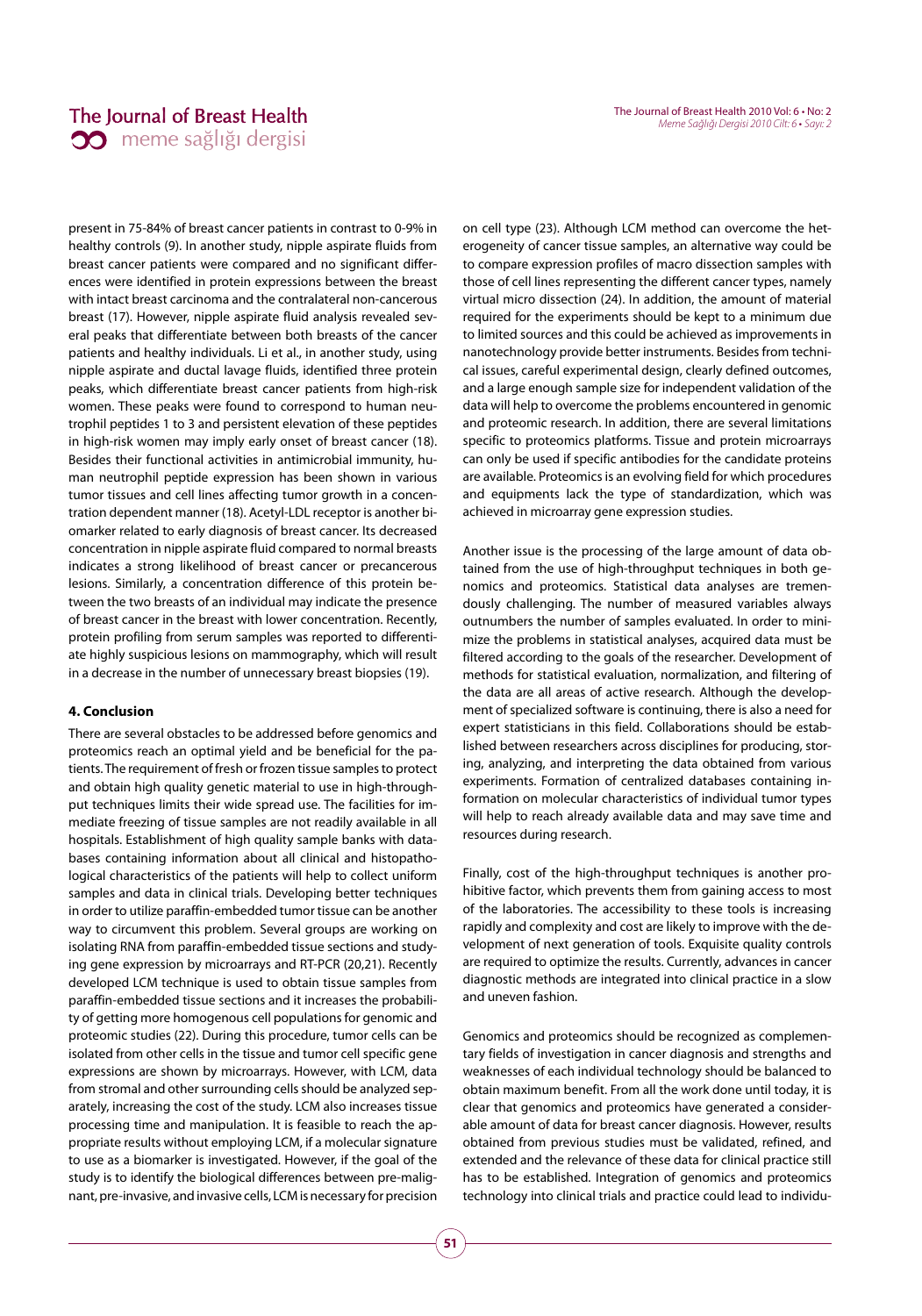present in 75-84% of breast cancer patients in contrast to 0-9% in healthy controls (9). In another study, nipple aspirate fluids from breast cancer patients were compared and no significant differences were identified in protein expressions between the breast with intact breast carcinoma and the contralateral non-cancerous breast (17). However, nipple aspirate fluid analysis revealed several peaks that differentiate between both breasts of the cancer patients and healthy individuals. Li et al., in another study, using nipple aspirate and ductal lavage fluids, identified three protein peaks, which differentiate breast cancer patients from high-risk women. These peaks were found to correspond to human neutrophil peptides 1 to 3 and persistent elevation of these peptides in high-risk women may imply early onset of breast cancer (18). Besides their functional activities in antimicrobial immunity, human neutrophil peptide expression has been shown in various tumor tissues and cell lines affecting tumor growth in a concentration dependent manner (18). Acetyl-LDL receptor is another biomarker related to early diagnosis of breast cancer. Its decreased concentration in nipple aspirate fluid compared to normal breasts indicates a strong likelihood of breast cancer or precancerous lesions. Similarly, a concentration difference of this protein between the two breasts of an individual may indicate the presence of breast cancer in the breast with lower concentration. Recently, protein profiling from serum samples was reported to differentiate highly suspicious lesions on mammography, which will result in a decrease in the number of unnecessary breast biopsies (19).

#### 4. Conclusion

There are several obstacles to be addressed before genomics and proteomics reach an optimal yield and be beneficial for the patients. The requirement of fresh or frozen tissue samples to protect and obtain high quality genetic material to use in high-throughput techniques limits their wide spread use. The facilities for immediate freezing of tissue samples are not readily available in all hospitals. Establishment of high quality sample banks with databases containing information about all clinical and histopathological characteristics of the patients will help to collect uniform samples and data in clinical trials. Developing better techniques in order to utilize paraffin-embedded tumor tissue can be another way to circumvent this problem. Several groups are working on isolating RNA from paraffin-embedded tissue sections and studying gene expression by microarrays and RT-PCR (20,21). Recently developed LCM technique is used to obtain tissue samples from paraffin-embedded tissue sections and it increases the probability of getting more homogenous cell populations for genomic and proteomic studies (22). During this procedure, tumor cells can be isolated from other cells in the tissue and tumor cell specific gene expressions are shown by microarrays. However, with LCM, data from stromal and other surrounding cells should be analyzed separately, increasing the cost of the study. LCM also increases tissue processing time and manipulation. It is feasible to reach the appropriate results without employing LCM, if a molecular signature to use as a biomarker is investigated. However, if the goal of the study is to identify the biological differences between pre-malignant, pre-invasive, and invasive cells, LCM is necessary for precision on cell type (23). Although LCM method can overcome the heterogeneity of cancer tissue samples, an alternative way could be to compare expression profiles of macro dissection samples with those of cell lines representing the different cancer types, namely virtual micro dissection (24). In addition, the amount of material required for the experiments should be kept to a minimum due to limited sources and this could be achieved as improvements in nanotechnology provide better instruments. Besides from technical issues, careful experimental design, clearly defined outcomes, and a large enough sample size for independent validation of the data will help to overcome the problems encountered in genomic and proteomic research. In addition, there are several limitations specific to proteomics platforms. Tissue and protein microarrays can only be used if specific antibodies for the candidate proteins are available. Proteomics is an evolving field for which procedures and equipments lack the type of standardization, which was achieved in microarray gene expression studies.

Another issue is the processing of the large amount of data obtained from the use of high-throughput techniques in both genomics and proteomics. Statistical data analyses are tremendously challenging. The number of measured variables always outnumbers the number of samples evaluated. In order to minimize the problems in statistical analyses, acquired data must be filtered according to the goals of the researcher. Development of methods for statistical evaluation, normalization, and filtering of the data are all areas of active research. Although the development of specialized software is continuing, there is also a need for expert statisticians in this field. Collaborations should be established between researchers across disciplines for producing, storing, analyzing, and interpreting the data obtained from various experiments. Formation of centralized databases containing information on molecular characteristics of individual tumor types will help to reach already available data and may save time and resources during research.

Finally, cost of the high-throughput techniques is another prohibitive factor, which prevents them from gaining access to most of the laboratories. The accessibility to these tools is increasing rapidly and complexity and cost are likely to improve with the development of next generation of tools. Exquisite quality controls are required to optimize the results. Currently, advances in cancer diagnostic methods are integrated into clinical practice in a slow and uneven fashion.

Genomics and proteomics should be recognized as complementary fields of investigation in cancer diagnosis and strengths and weaknesses of each individual technology should be balanced to obtain maximum benefit. From all the work done until today, it is clear that genomics and proteomics have generated a considerable amount of data for breast cancer diagnosis. However, results obtained from previous studies must be validated, refined, and extended and the relevance of these data for clinical practice still has to be established. Integration of genomics and proteomics technology into clinical trials and practice could lead to individu-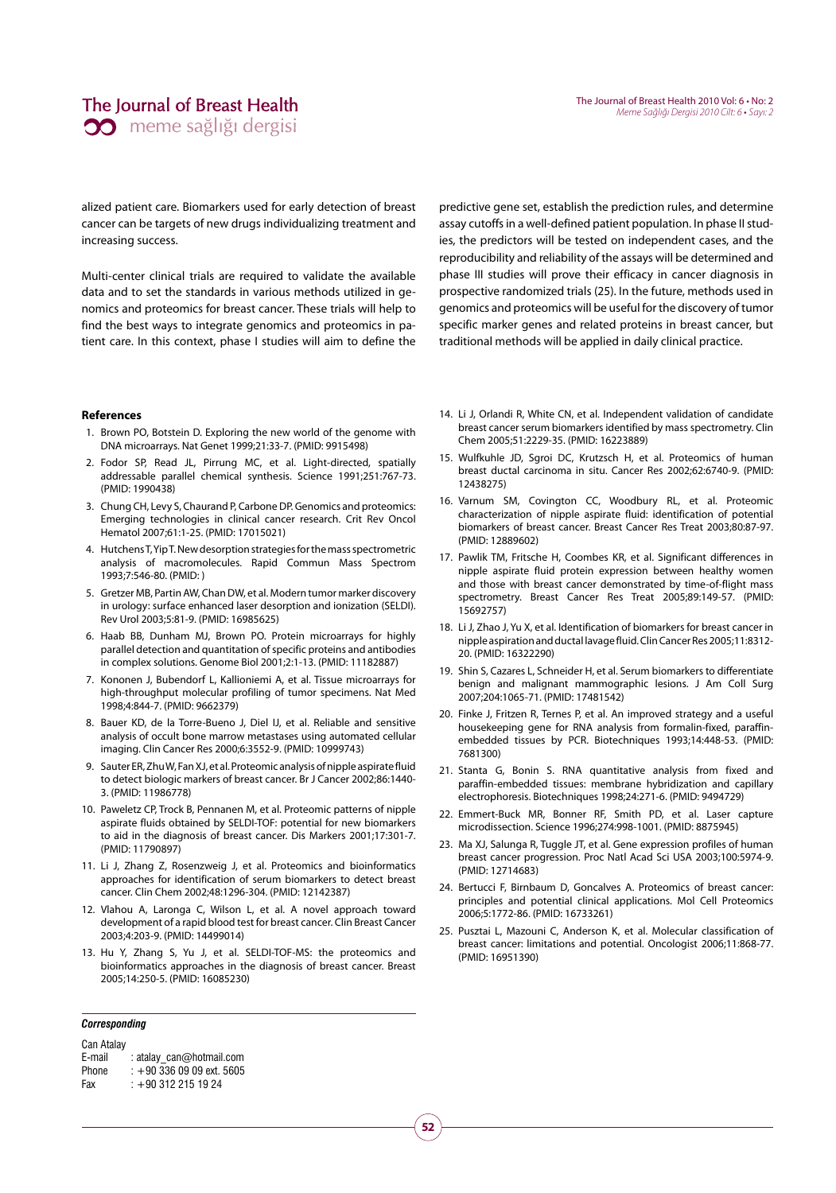alized patient care. Biomarkers used for early detection of breast cancer can be targets of new drugs individualizing treatment and increasing success.

Multi-center clinical trials are required to validate the available data and to set the standards in various methods utilized in genomics and proteomics for breast cancer. These trials will help to find the best ways to integrate genomics and proteomics in patient care. In this context, phase I studies will aim to define the predictive gene set, establish the prediction rules, and determine assay cutoffs in a well-defined patient population. In phase II studies, the predictors will be tested on independent cases, and the reproducibility and reliability of the assays will be determined and phase III studies will prove their efficacy in cancer diagnosis in prospective randomized trials (25). In the future, methods used in genomics and proteomics will be useful for the discovery of tumor specific marker genes and related proteins in breast cancer, but traditional methods will be applied in daily clinical practice.

#### References

1. Brown PO, Botstein D. Exploring the new world of the genome with DNA microarrays. Nat Genet 1999;21:33-7. (PMID: 9915498)
2. Fodor SP, Read JL, Pirrung MC, et al. Light-directed, spatially addressable parallel chemical synthesis. Science 1991;251:767-73. (PMID: 1990438)
3. Chung CH, Levy S, Chaurand P, Carbone DP. Genomics and proteomics: Emerging technologies in clinical cancer research. Crit Rev Oncol Hematol 2007;61:1-25. (PMID: 17015021)
4. Hutchens T, Yip T. New desorption strategies for the mass spectrometric analysis of macromolecules. Rapid Commun Mass Spectrom 1993;7:546-80. (PMID: )
5. Gretzer MB, Partin AW, Chan DW, et al. Modern tumor marker discovery in urology: surface enhanced laser desorption and ionization (SELDI). Rev Urol 2003;5:81-9. (PMID: 16985625)
6. Haab BB, Dunham MJ, Brown PO. Protein microarrays for highly parallel detection and quantitation of specific proteins and antibodies in complex solutions. Genome Biol 2001;2:1-13. (PMID: 11182887)
7. Kononen J, Bubendorf L, Kallioniemi A, et al. Tissue microarrays for high-throughput molecular profiling of tumor specimens. Nat Med 1998;4:844-7. (PMID: 9662379)
8. Bauer KD, de la Torre-Bueno J, Diel IJ, et al. Reliable and sensitive analysis of occult bone marrow metastases using automated cellular imaging. Clin Cancer Res 2000;6:3552-9. (PMID: 10999743)
9. Sauter ER, Zhu W, Fan XJ, et al. Proteomic analysis of nipple aspirate fluid to detect biologic markers of breast cancer. Br J Cancer 2002;86:1440-3. (PMID: 11986778)
10. Paweletz CP, Trock B, Pennanen M, et al. Proteomic patterns of nipple aspirate fluids obtained by SELDI-TOF: potential for new biomarkers to aid in the diagnosis of breast cancer. Dis Markers 2001;17:301-7. (PMID: 11790897)
11. Li J, Zhang Z, Rosenzweig J, et al. Proteomics and bioinformatics approaches for identification of serum biomarkers to detect breast cancer. Clin Chem 2002;48:1296-304. (PMID: 12142387)
12. Vlahou A, Laronga C, Wilson L, et al. A novel approach toward development of a rapid blood test for breast cancer. Clin Breast Cancer 2003;4:203-9. (PMID: 14499014)
13. Hu Y, Zhang S, Yu J, et al. SELDI-TOF-MS: the proteomics and bioinformatics approaches in the diagnosis of breast cancer. Breast 2005;14:250-5. (PMID: 16085230)
14. Li J, Orlandi R, White CN, et al. Independent validation of candidate breast cancer serum biomarkers identified by mass spectrometry. Clin Chem 2005;51:2229-35. (PMID: 16223889)
15. Wulfkuhle JD, Sgroi DC, Krutzsch H, et al. Proteomics of human breast ductal carcinoma in situ. Cancer Res 2002;62:6740-9. (PMID: 12438275)
16. Varnum SM, Covington CC, Woodbury RL, et al. Proteomic characterization of nipple aspirate fluid: identification of potential biomarkers of breast cancer. Breast Cancer Res Treat 2003;80:87-97. (PMID: 12889602)
17. Pawlik TM, Fritsche H, Coombes KR, et al. Significant differences in nipple aspirate fluid protein expression between healthy women and those with breast cancer demonstrated by time-of-flight mass spectrometry. Breast Cancer Res Treat 2005;89:149-57. (PMID: 15692757)
18. Li J, Zhao J, Yu X, et al. Identification of biomarkers for breast cancer in nipple aspiration and ductal lavage fluid. Clin Cancer Res 2005;11:8312-20. (PMID: 16322290)
19. Shin S, Cazares L, Schneider H, et al. Serum biomarkers to differentiate benign and malignant mammographic lesions. J Am Coll Surg 2007;204:1065-71. (PMID: 17481542)
20. Finke J, Fritzen R, Ternes P, et al. An improved strategy and a useful housekeeping gene for RNA analysis from formalin-fixed, paraffin-embedded tissues by PCR. Biotechniques 1993;14:448-53. (PMID: 7681300)
21. Stanta G, Bonin S. RNA quantitative analysis from fixed and paraffin-embedded tissues: membrane hybridization and capillary electrophoresis. Biotechniques 1998;24:271-6. (PMID: 9494729)
22. Emmert-Buck MR, Bonner RF, Smith PD, et al. Laser capture microdissection. Science 1996;274:998-1001. (PMID: 8875945)
23. Ma XJ, Salunga R, Tuggle JT, et al. Gene expression profiles of human breast cancer progression. Proc Natl Acad Sci USA 2003;100:5974-9. (PMID: 12714683)
24. Bertucci F, Birnbaum D, Goncalves A. Proteomics of breast cancer: principles and potential clinical applications. Mol Cell Proteomics 2006;5:1772-86. (PMID: 16733261)
25. Pusztai L, Mazouni C, Anderson K, et al. Molecular classification of breast cancer: limitations and potential. Oncologist 2006;11:868-77. (PMID: 16951390)

***Corresponding***

Can Atalay
E-mail : atalay_can@hotmail.com
Phone : +90 336 09 09 ext. 5605
Fax : +90 312 215 19 24